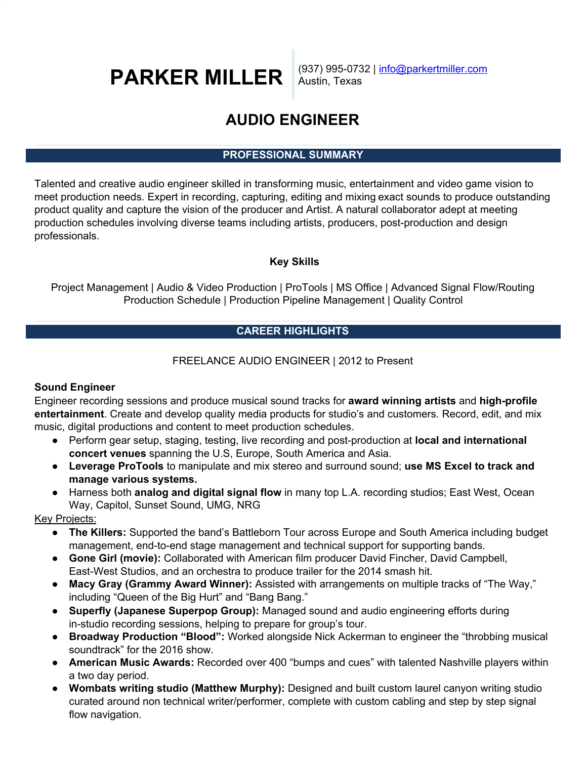# PARKER MILLER

(937) 995-0732 | info@parkertmiller.com
Austin, Texas

## AUDIO ENGINEER

## PROFESSIONAL SUMMARY

Talented and creative audio engineer skilled in transforming music, entertainment and video game vision to meet production needs. Expert in recording, capturing, editing and mixing exact sounds to produce outstanding product quality and capture the vision of the producer and Artist. A natural collaborator adept at meeting production schedules involving diverse teams including artists, producers, post-production and design professionals.

**Key Skills**

Project Management | Audio & Video Production | ProTools | MS Office | Advanced Signal Flow/Routing
Production Schedule | Production Pipeline Management | Quality Control

## CAREER HIGHLIGHTS

FREELANCE AUDIO ENGINEER | 2012 to Present

**Sound Engineer**
Engineer recording sessions and produce musical sound tracks for **award winning artists** and **high-profile entertainment**. Create and develop quality media products for studio's and customers. Record, edit, and mix music, digital productions and content to meet production schedules.

- Perform gear setup, staging, testing, live recording and post-production at **local and international concert venues** spanning the U.S, Europe, South America and Asia.
- **Leverage ProTools** to manipulate and mix stereo and surround sound; **use MS Excel to track and manage various systems.**
- Harness both **analog and digital signal flow** in many top L.A. recording studios; East West, Ocean Way, Capitol, Sunset Sound, UMG, NRG

Key Projects:

- **The Killers:** Supported the band's Battleborn Tour across Europe and South America including budget management, end-to-end stage management and technical support for supporting bands.
- **Gone Girl (movie):** Collaborated with American film producer David Fincher, David Campbell, East-West Studios, and an orchestra to produce trailer for the 2014 smash hit.
- **Macy Gray (Grammy Award Winner):** Assisted with arrangements on multiple tracks of "The Way," including "Queen of the Big Hurt" and "Bang Bang."
- **Superfly (Japanese Superpop Group):** Managed sound and audio engineering efforts during in-studio recording sessions, helping to prepare for group's tour.
- **Broadway Production "Blood":** Worked alongside Nick Ackerman to engineer the "throbbing musical soundtrack" for the 2016 show.
- **American Music Awards:** Recorded over 400 "bumps and cues" with talented Nashville players within a two day period.
- **Wombats writing studio (Matthew Murphy):** Designed and built custom laurel canyon writing studio curated around non technical writer/performer, complete with custom cabling and step by step signal flow navigation.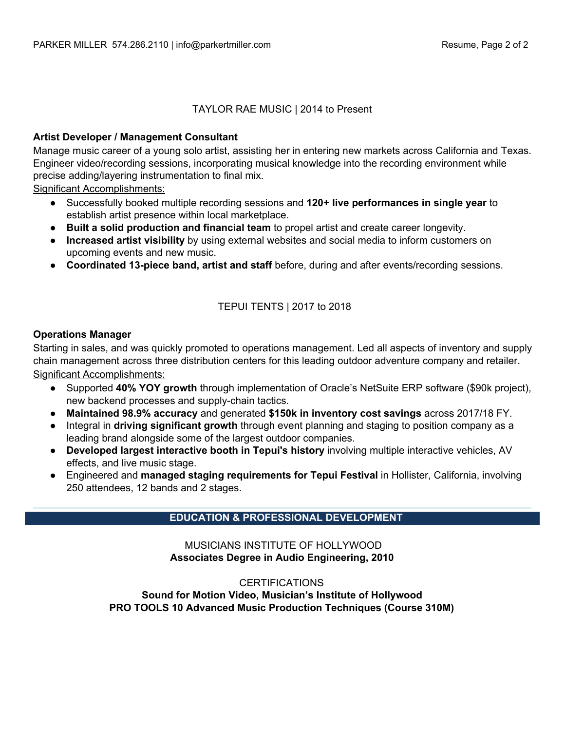TAYLOR RAE MUSIC | 2014 to Present

**Artist Developer / Management Consultant**

Manage music career of a young solo artist, assisting her in entering new markets across California and Texas. Engineer video/recording sessions, incorporating musical knowledge into the recording environment while precise adding/layering instrumentation to final mix.

Significant Accomplishments:

- Successfully booked multiple recording sessions and **120+ live performances in single year** to establish artist presence within local marketplace.
- **Built a solid production and financial team** to propel artist and create career longevity.
- **Increased artist visibility** by using external websites and social media to inform customers on upcoming events and new music.
- **Coordinated 13-piece band, artist and staff** before, during and after events/recording sessions.

TEPUI TENTS | 2017 to 2018

**Operations Manager**

Starting in sales, and was quickly promoted to operations management. Led all aspects of inventory and supply chain management across three distribution centers for this leading outdoor adventure company and retailer.

Significant Accomplishments:

- Supported **40% YOY growth** through implementation of Oracle's NetSuite ERP software ($90k project), new backend processes and supply-chain tactics.
- **Maintained 98.9% accuracy** and generated **$150k in inventory cost savings** across 2017/18 FY.
- Integral in **driving significant growth** through event planning and staging to position company as a leading brand alongside some of the largest outdoor companies.
- **Developed largest interactive booth in Tepui's history** involving multiple interactive vehicles, AV effects, and live music stage.
- Engineered and **managed staging requirements for Tepui Festival** in Hollister, California, involving 250 attendees, 12 bands and 2 stages.

## EDUCATION & PROFESSIONAL DEVELOPMENT

MUSICIANS INSTITUTE OF HOLLYWOOD

**Associates Degree in Audio Engineering, 2010**

CERTIFICATIONS

**Sound for Motion Video, Musician's Institute of Hollywood**

**PRO TOOLS 10 Advanced Music Production Techniques (Course 310M)**